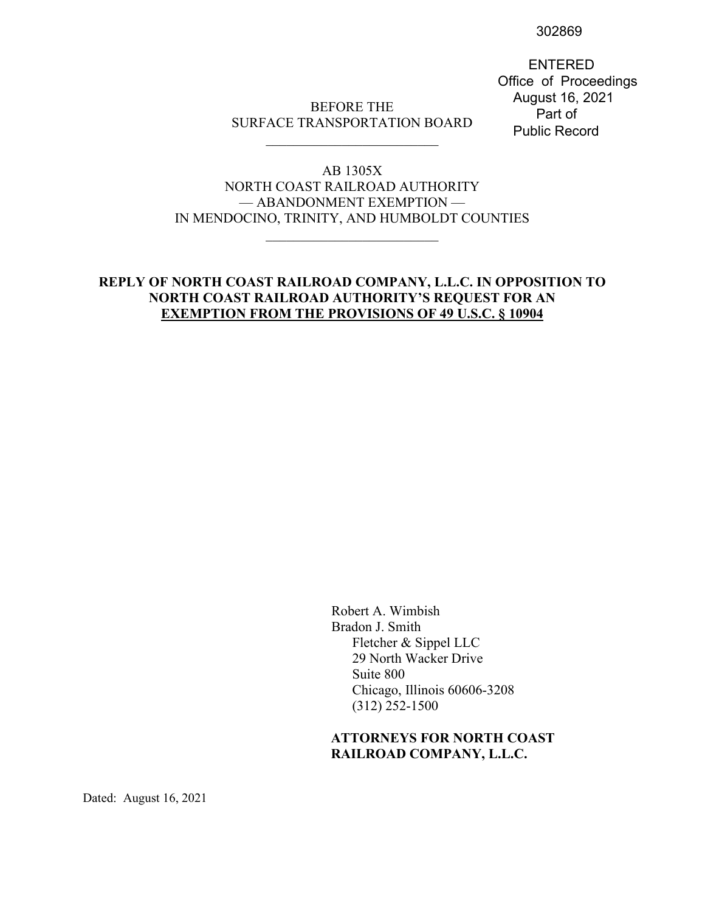302869

ENTERED
Office of Proceedings
August 16, 2021
Part of
Public Record

BEFORE THE
SURFACE TRANSPORTATION BOARD

---

AB 1305X
NORTH COAST RAILROAD AUTHORITY
— ABANDONMENT EXEMPTION —
IN MENDOCINO, TRINITY, AND HUMBOLDT COUNTIES

---

**REPLY OF NORTH COAST RAILROAD COMPANY, L.L.C. IN OPPOSITION TO NORTH COAST RAILROAD AUTHORITY'S REQUEST FOR AN EXEMPTION FROM THE PROVISIONS OF 49 U.S.C. § 10904**

Robert A. Wimbish
Bradon J. Smith
Fletcher & Sippel LLC
29 North Wacker Drive
Suite 800
Chicago, Illinois 60606-3208
(312) 252-1500

**ATTORNEYS FOR NORTH COAST RAILROAD COMPANY, L.L.C.**

Dated: August 16, 2021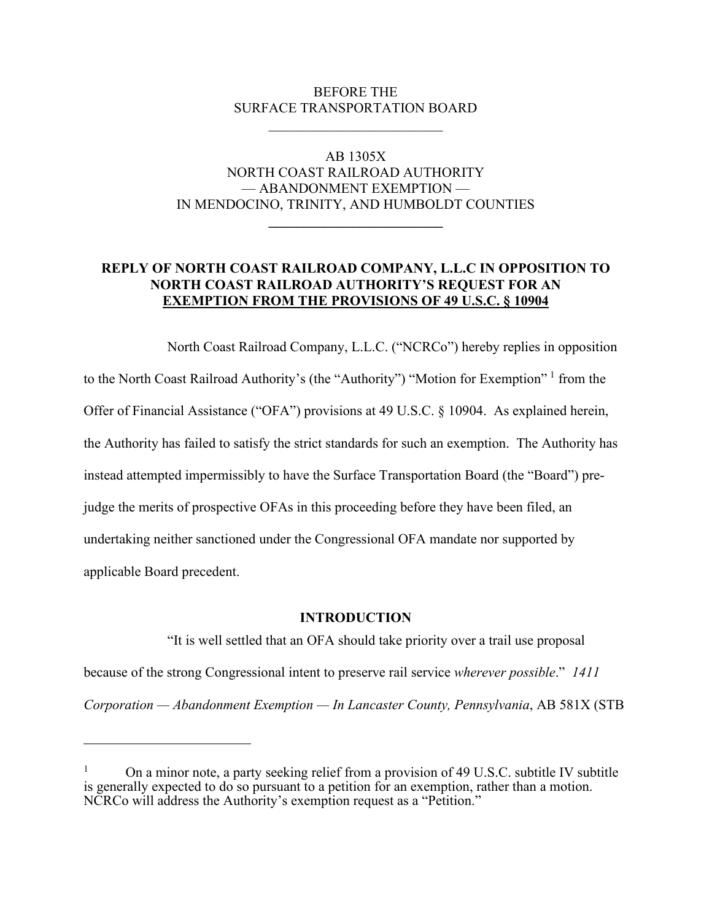BEFORE THE
SURFACE TRANSPORTATION BOARD

AB 1305X
NORTH COAST RAILROAD AUTHORITY
— ABANDONMENT EXEMPTION —
IN MENDOCINO, TRINITY, AND HUMBOLDT COUNTIES

**REPLY OF NORTH COAST RAILROAD COMPANY, L.L.C IN OPPOSITION TO NORTH COAST RAILROAD AUTHORITY'S REQUEST FOR AN EXEMPTION FROM THE PROVISIONS OF 49 U.S.C. § 10904**

North Coast Railroad Company, L.L.C. ("NCRCo") hereby replies in opposition to the North Coast Railroad Authority's (the "Authority") "Motion for Exemption" [1] from the Offer of Financial Assistance ("OFA") provisions at 49 U.S.C. § 10904. As explained herein, the Authority has failed to satisfy the strict standards for such an exemption. The Authority has instead attempted impermissibly to have the Surface Transportation Board (the "Board") pre-judge the merits of prospective OFAs in this proceeding before they have been filed, an undertaking neither sanctioned under the Congressional OFA mandate nor supported by applicable Board precedent.

## INTRODUCTION

"It is well settled that an OFA should take priority over a trail use proposal because of the strong Congressional intent to preserve rail service *wherever possible*." *1411 Corporation — Abandonment Exemption — In Lancaster County, Pennsylvania*, AB 581X (STB

---

[1] On a minor note, a party seeking relief from a provision of 49 U.S.C. subtitle IV subtitle is generally expected to do so pursuant to a petition for an exemption, rather than a motion. NCRCo will address the Authority's exemption request as a "Petition."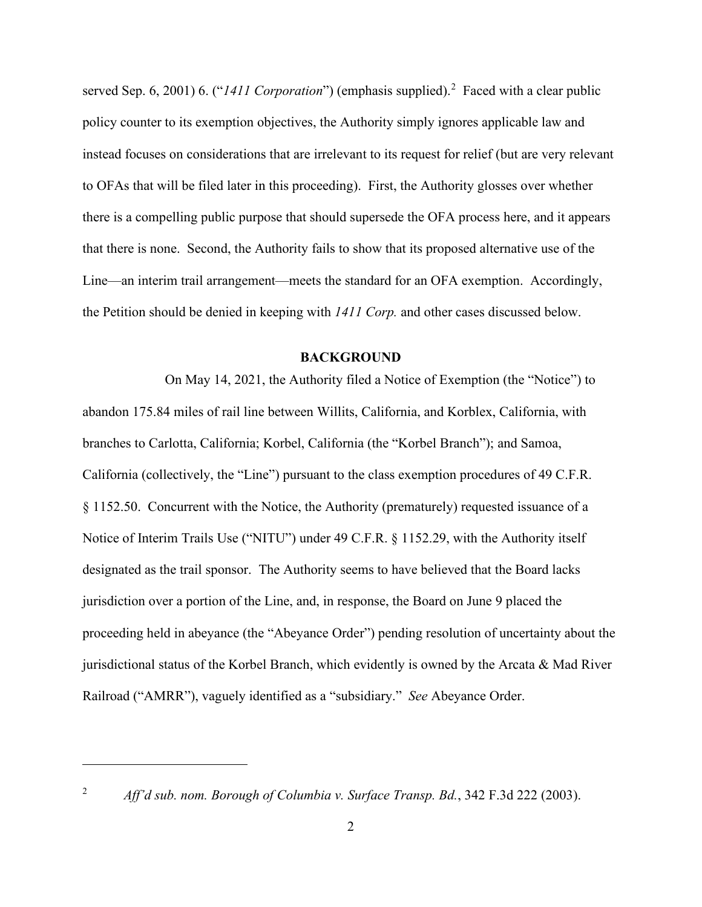served Sep. 6, 2001) 6. ("*1411 Corporation*") (emphasis supplied).[2] Faced with a clear public policy counter to its exemption objectives, the Authority simply ignores applicable law and instead focuses on considerations that are irrelevant to its request for relief (but are very relevant to OFAs that will be filed later in this proceeding). First, the Authority glosses over whether there is a compelling public purpose that should supersede the OFA process here, and it appears that there is none. Second, the Authority fails to show that its proposed alternative use of the Line—an interim trail arrangement—meets the standard for an OFA exemption. Accordingly, the Petition should be denied in keeping with *1411 Corp.* and other cases discussed below.

## BACKGROUND

On May 14, 2021, the Authority filed a Notice of Exemption (the "Notice") to abandon 175.84 miles of rail line between Willits, California, and Korblex, California, with branches to Carlotta, California; Korbel, California (the "Korbel Branch"); and Samoa, California (collectively, the "Line") pursuant to the class exemption procedures of 49 C.F.R. § 1152.50. Concurrent with the Notice, the Authority (prematurely) requested issuance of a Notice of Interim Trails Use ("NITU") under 49 C.F.R. § 1152.29, with the Authority itself designated as the trail sponsor. The Authority seems to have believed that the Board lacks jurisdiction over a portion of the Line, and, in response, the Board on June 9 placed the proceeding held in abeyance (the "Abeyance Order") pending resolution of uncertainty about the jurisdictional status of the Korbel Branch, which evidently is owned by the Arcata & Mad River Railroad ("AMRR"), vaguely identified as a "subsidiary." *See* Abeyance Order.

---

[2] *Aff'd sub. nom. Borough of Columbia v. Surface Transp. Bd.*, 342 F.3d 222 (2003).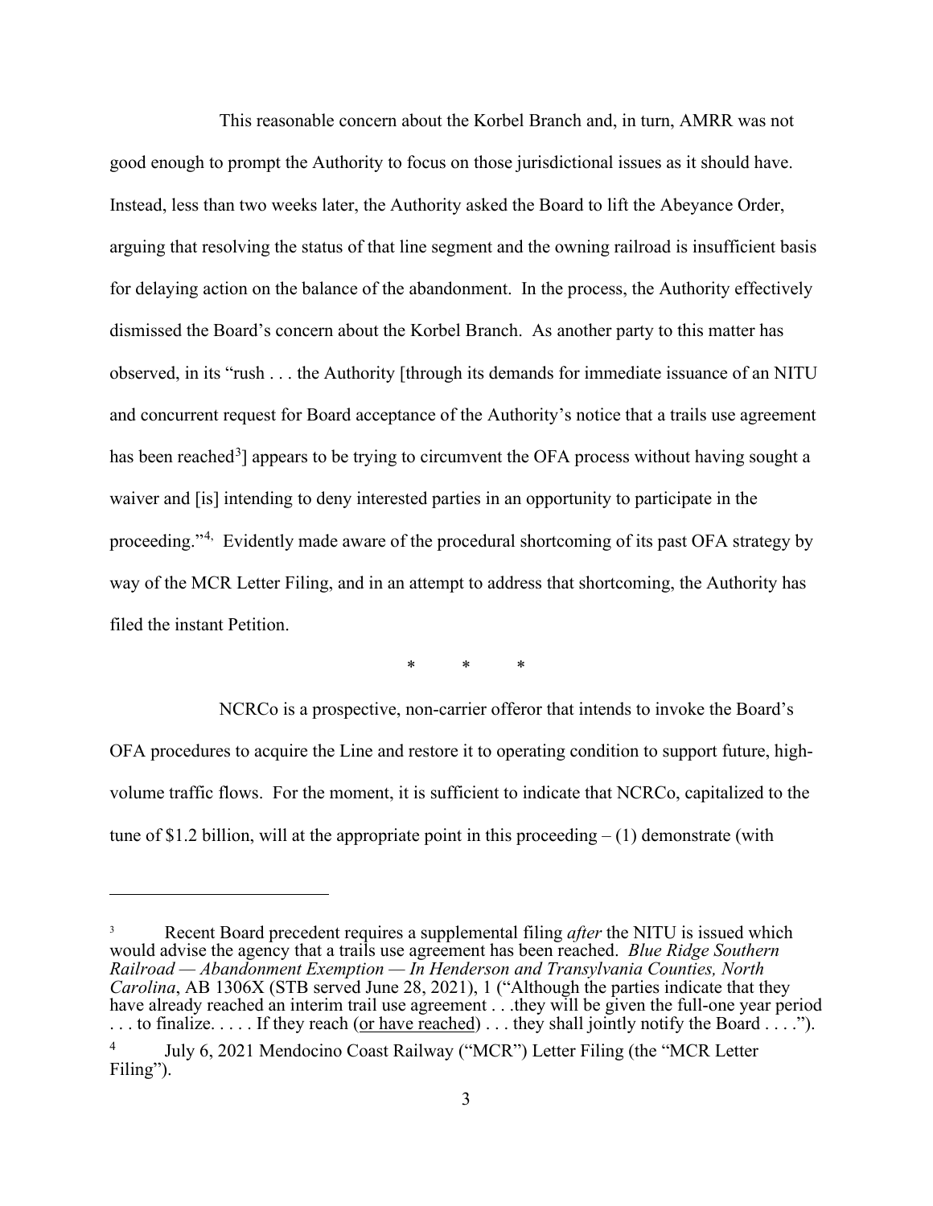This reasonable concern about the Korbel Branch and, in turn, AMRR was not good enough to prompt the Authority to focus on those jurisdictional issues as it should have. Instead, less than two weeks later, the Authority asked the Board to lift the Abeyance Order, arguing that resolving the status of that line segment and the owning railroad is insufficient basis for delaying action on the balance of the abandonment. In the process, the Authority effectively dismissed the Board's concern about the Korbel Branch. As another party to this matter has observed, in its "rush . . . the Authority [through its demands for immediate issuance of an NITU and concurrent request for Board acceptance of the Authority's notice that a trails use agreement has been reached[3]] appears to be trying to circumvent the OFA process without having sought a waiver and [is] intending to deny interested parties in an opportunity to participate in the proceeding."[4] Evidently made aware of the procedural shortcoming of its past OFA strategy by way of the MCR Letter Filing, and in an attempt to address that shortcoming, the Authority has filed the instant Petition.

\* \* \*

NCRCo is a prospective, non-carrier offeror that intends to invoke the Board's OFA procedures to acquire the Line and restore it to operating condition to support future, high-volume traffic flows. For the moment, it is sufficient to indicate that NCRCo, capitalized to the tune of $1.2 billion, will at the appropriate point in this proceeding – (1) demonstrate (with

---

[3] Recent Board precedent requires a supplemental filing *after* the NITU is issued which would advise the agency that a trails use agreement has been reached. *Blue Ridge Southern Railroad — Abandonment Exemption — In Henderson and Transylvania Counties, North Carolina*, AB 1306X (STB served June 28, 2021), 1 ("Although the parties indicate that they have already reached an interim trail use agreement . . .they will be given the full-one year period . . . to finalize. . . . . If they reach (<u>or have reached</u>) . . . they shall jointly notify the Board . . . .").

[4] July 6, 2021 Mendocino Coast Railway ("MCR") Letter Filing (the "MCR Letter Filing").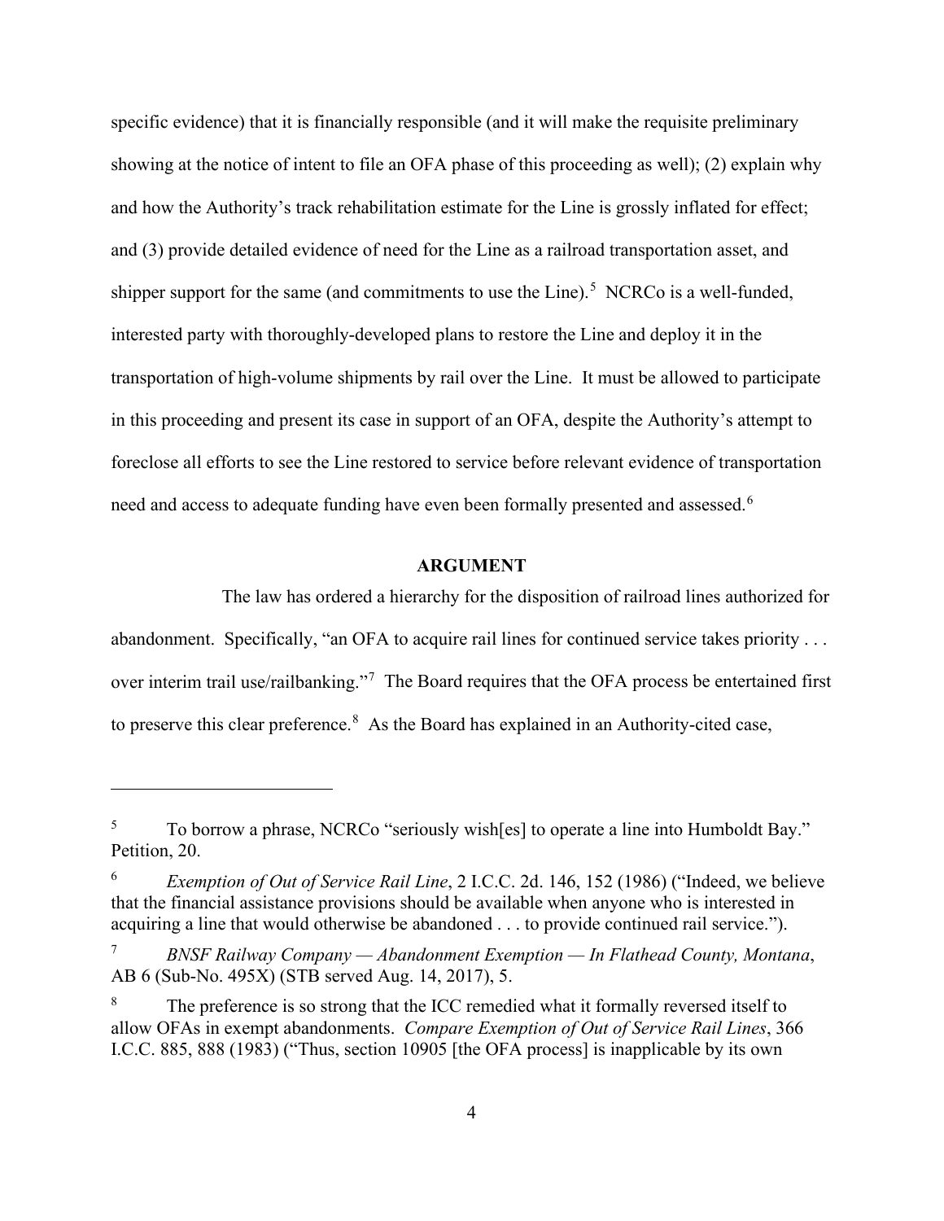specific evidence) that it is financially responsible (and it will make the requisite preliminary showing at the notice of intent to file an OFA phase of this proceeding as well); (2) explain why and how the Authority's track rehabilitation estimate for the Line is grossly inflated for effect; and (3) provide detailed evidence of need for the Line as a railroad transportation asset, and shipper support for the same (and commitments to use the Line).[5] NCRCo is a well-funded, interested party with thoroughly-developed plans to restore the Line and deploy it in the transportation of high-volume shipments by rail over the Line. It must be allowed to participate in this proceeding and present its case in support of an OFA, despite the Authority's attempt to foreclose all efforts to see the Line restored to service before relevant evidence of transportation need and access to adequate funding have even been formally presented and assessed.[6]

## ARGUMENT

The law has ordered a hierarchy for the disposition of railroad lines authorized for abandonment. Specifically, "an OFA to acquire rail lines for continued service takes priority . . . over interim trail use/railbanking."[7] The Board requires that the OFA process be entertained first to preserve this clear preference.[8] As the Board has explained in an Authority-cited case,

---

[5] To borrow a phrase, NCRCo "seriously wish[es] to operate a line into Humboldt Bay." Petition, 20.

[6] *Exemption of Out of Service Rail Line*, 2 I.C.C. 2d. 146, 152 (1986) ("Indeed, we believe that the financial assistance provisions should be available when anyone who is interested in acquiring a line that would otherwise be abandoned . . . to provide continued rail service.").

[7] *BNSF Railway Company — Abandonment Exemption — In Flathead County, Montana*, AB 6 (Sub-No. 495X) (STB served Aug. 14, 2017), 5.

[8] The preference is so strong that the ICC remedied what it formally reversed itself to allow OFAs in exempt abandonments. *Compare Exemption of Out of Service Rail Lines*, 366 I.C.C. 885, 888 (1983) ("Thus, section 10905 [the OFA process] is inapplicable by its own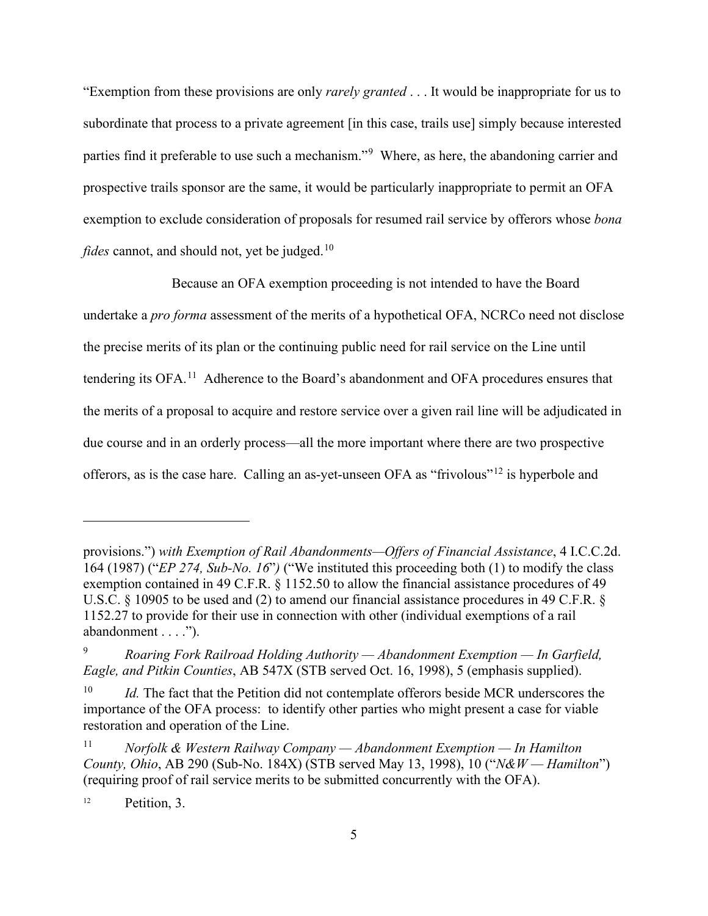"Exemption from these provisions are only *rarely granted* . . . It would be inappropriate for us to subordinate that process to a private agreement [in this case, trails use] simply because interested parties find it preferable to use such a mechanism."[9] Where, as here, the abandoning carrier and prospective trails sponsor are the same, it would be particularly inappropriate to permit an OFA exemption to exclude consideration of proposals for resumed rail service by offerors whose *bona fides* cannot, and should not, yet be judged.[10]

Because an OFA exemption proceeding is not intended to have the Board undertake a *pro forma* assessment of the merits of a hypothetical OFA, NCRCo need not disclose the precise merits of its plan or the continuing public need for rail service on the Line until tendering its OFA.[11] Adherence to the Board's abandonment and OFA procedures ensures that the merits of a proposal to acquire and restore service over a given rail line will be adjudicated in due course and in an orderly process—all the more important where there are two prospective offerors, as is the case hare. Calling an as-yet-unseen OFA as "frivolous"[12] is hyperbole and

---

provisions.") *with Exemption of Rail Abandonments—Offers of Financial Assistance*, 4 I.C.C.2d. 164 (1987) ("*EP 274, Sub-No. 16*"*)* ("We instituted this proceeding both (1) to modify the class exemption contained in 49 C.F.R. § 1152.50 to allow the financial assistance procedures of 49 U.S.C. § 10905 to be used and (2) to amend our financial assistance procedures in 49 C.F.R. § 1152.27 to provide for their use in connection with other (individual exemptions of a rail abandonment . . . .").

[9] *Roaring Fork Railroad Holding Authority — Abandonment Exemption — In Garfield, Eagle, and Pitkin Counties*, AB 547X (STB served Oct. 16, 1998), 5 (emphasis supplied).

[10] *Id.* The fact that the Petition did not contemplate offerors beside MCR underscores the importance of the OFA process: to identify other parties who might present a case for viable restoration and operation of the Line.

[11] *Norfolk & Western Railway Company — Abandonment Exemption — In Hamilton County, Ohio*, AB 290 (Sub-No. 184X) (STB served May 13, 1998), 10 ("*N&W — Hamilton*") (requiring proof of rail service merits to be submitted concurrently with the OFA).

[12] Petition, 3.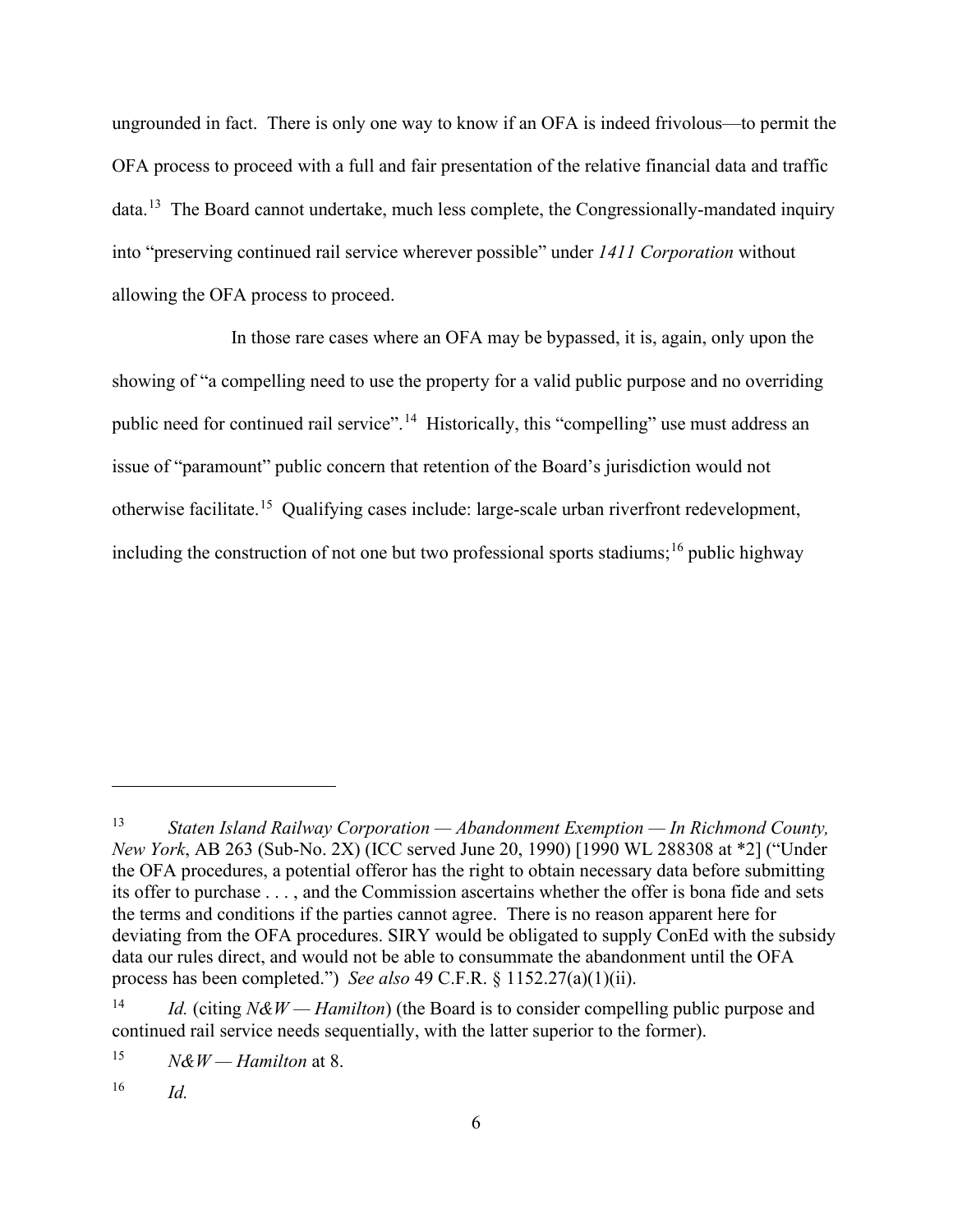ungrounded in fact. There is only one way to know if an OFA is indeed frivolous—to permit the OFA process to proceed with a full and fair presentation of the relative financial data and traffic data.[13] The Board cannot undertake, much less complete, the Congressionally-mandated inquiry into "preserving continued rail service wherever possible" under *1411 Corporation* without allowing the OFA process to proceed.

In those rare cases where an OFA may be bypassed, it is, again, only upon the showing of "a compelling need to use the property for a valid public purpose and no overriding public need for continued rail service".[14] Historically, this "compelling" use must address an issue of "paramount" public concern that retention of the Board's jurisdiction would not otherwise facilitate.[15] Qualifying cases include: large-scale urban riverfront redevelopment, including the construction of not one but two professional sports stadiums;[16] public highway

---

[13] *Staten Island Railway Corporation — Abandonment Exemption — In Richmond County, New York*, AB 263 (Sub-No. 2X) (ICC served June 20, 1990) [1990 WL 288308 at *2] ("Under the OFA procedures, a potential offeror has the right to obtain necessary data before submitting its offer to purchase . . . , and the Commission ascertains whether the offer is bona fide and sets the terms and conditions if the parties cannot agree. There is no reason apparent here for deviating from the OFA procedures. SIRY would be obligated to supply ConEd with the subsidy data our rules direct, and would not be able to consummate the abandonment until the OFA process has been completed.") *See also* 49 C.F.R. § 1152.27(a)(1)(ii).

[14] *Id.* (citing *N&W — Hamilton*) (the Board is to consider compelling public purpose and continued rail service needs sequentially, with the latter superior to the former).

[15] *N&W — Hamilton* at 8.

[16] *Id.*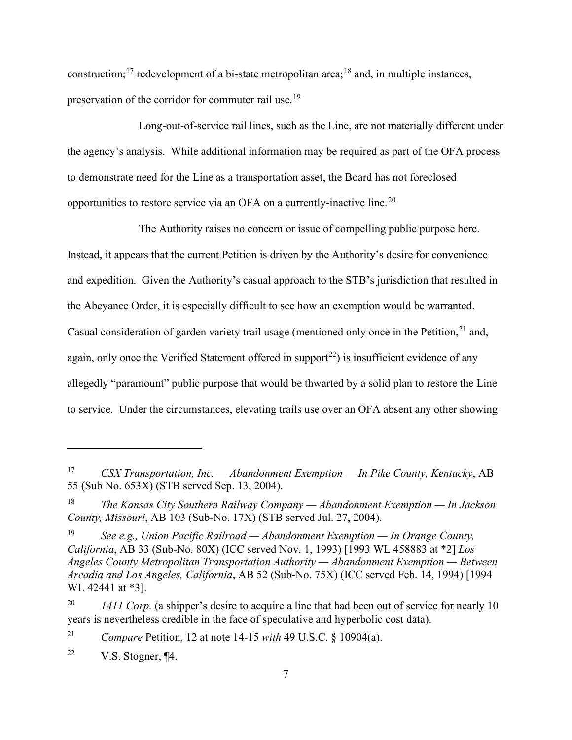construction;[17] redevelopment of a bi-state metropolitan area;[18] and, in multiple instances, preservation of the corridor for commuter rail use.[19]

Long-out-of-service rail lines, such as the Line, are not materially different under the agency's analysis. While additional information may be required as part of the OFA process to demonstrate need for the Line as a transportation asset, the Board has not foreclosed opportunities to restore service via an OFA on a currently-inactive line.[20]

The Authority raises no concern or issue of compelling public purpose here. Instead, it appears that the current Petition is driven by the Authority's desire for convenience and expedition. Given the Authority's casual approach to the STB's jurisdiction that resulted in the Abeyance Order, it is especially difficult to see how an exemption would be warranted. Casual consideration of garden variety trail usage (mentioned only once in the Petition,[21] and, again, only once the Verified Statement offered in support[22]) is insufficient evidence of any allegedly "paramount" public purpose that would be thwarted by a solid plan to restore the Line to service. Under the circumstances, elevating trails use over an OFA absent any other showing

---

[17] *CSX Transportation, Inc. — Abandonment Exemption — In Pike County, Kentucky*, AB 55 (Sub No. 653X) (STB served Sep. 13, 2004).

[18] *The Kansas City Southern Railway Company — Abandonment Exemption — In Jackson County, Missouri*, AB 103 (Sub-No. 17X) (STB served Jul. 27, 2004).

[19] *See e.g., Union Pacific Railroad — Abandonment Exemption — In Orange County, California*, AB 33 (Sub-No. 80X) (ICC served Nov. 1, 1993) [1993 WL 458883 at *2] *Los Angeles County Metropolitan Transportation Authority — Abandonment Exemption — Between Arcadia and Los Angeles, California*, AB 52 (Sub-No. 75X) (ICC served Feb. 14, 1994) [1994 WL 42441 at *3].

[20] *1411 Corp.* (a shipper's desire to acquire a line that had been out of service for nearly 10 years is nevertheless credible in the face of speculative and hyperbolic cost data).

[21] *Compare* Petition, 12 at note 14-15 *with* 49 U.S.C. § 10904(a).

[22] V.S. Stogner, ¶4.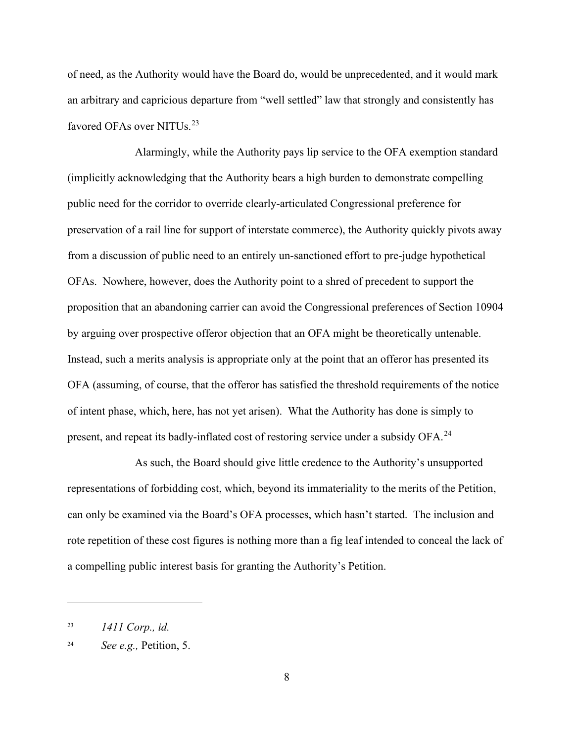of need, as the Authority would have the Board do, would be unprecedented, and it would mark an arbitrary and capricious departure from "well settled" law that strongly and consistently has favored OFAs over NITUs.[23]

Alarmingly, while the Authority pays lip service to the OFA exemption standard (implicitly acknowledging that the Authority bears a high burden to demonstrate compelling public need for the corridor to override clearly-articulated Congressional preference for preservation of a rail line for support of interstate commerce), the Authority quickly pivots away from a discussion of public need to an entirely un-sanctioned effort to pre-judge hypothetical OFAs. Nowhere, however, does the Authority point to a shred of precedent to support the proposition that an abandoning carrier can avoid the Congressional preferences of Section 10904 by arguing over prospective offeror objection that an OFA might be theoretically untenable. Instead, such a merits analysis is appropriate only at the point that an offeror has presented its OFA (assuming, of course, that the offeror has satisfied the threshold requirements of the notice of intent phase, which, here, has not yet arisen). What the Authority has done is simply to present, and repeat its badly-inflated cost of restoring service under a subsidy OFA.[24]

As such, the Board should give little credence to the Authority's unsupported representations of forbidding cost, which, beyond its immateriality to the merits of the Petition, can only be examined via the Board's OFA processes, which hasn't started. The inclusion and rote repetition of these cost figures is nothing more than a fig leaf intended to conceal the lack of a compelling public interest basis for granting the Authority's Petition.

---

[23] *1411 Corp., id.*

[24] *See e.g.,* Petition, 5.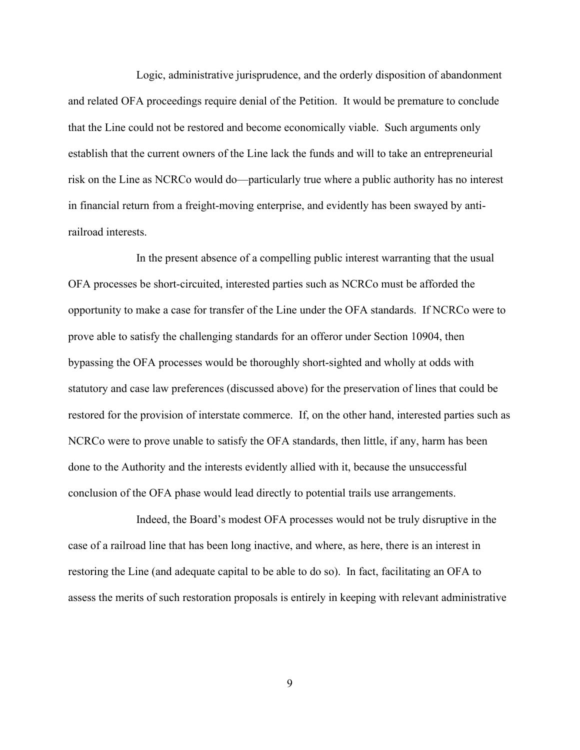Logic, administrative jurisprudence, and the orderly disposition of abandonment and related OFA proceedings require denial of the Petition. It would be premature to conclude that the Line could not be restored and become economically viable. Such arguments only establish that the current owners of the Line lack the funds and will to take an entrepreneurial risk on the Line as NCRCo would do—particularly true where a public authority has no interest in financial return from a freight-moving enterprise, and evidently has been swayed by anti-railroad interests.

In the present absence of a compelling public interest warranting that the usual OFA processes be short-circuited, interested parties such as NCRCo must be afforded the opportunity to make a case for transfer of the Line under the OFA standards. If NCRCo were to prove able to satisfy the challenging standards for an offeror under Section 10904, then bypassing the OFA processes would be thoroughly short-sighted and wholly at odds with statutory and case law preferences (discussed above) for the preservation of lines that could be restored for the provision of interstate commerce. If, on the other hand, interested parties such as NCRCo were to prove unable to satisfy the OFA standards, then little, if any, harm has been done to the Authority and the interests evidently allied with it, because the unsuccessful conclusion of the OFA phase would lead directly to potential trails use arrangements.

Indeed, the Board's modest OFA processes would not be truly disruptive in the case of a railroad line that has been long inactive, and where, as here, there is an interest in restoring the Line (and adequate capital to be able to do so). In fact, facilitating an OFA to assess the merits of such restoration proposals is entirely in keeping with relevant administrative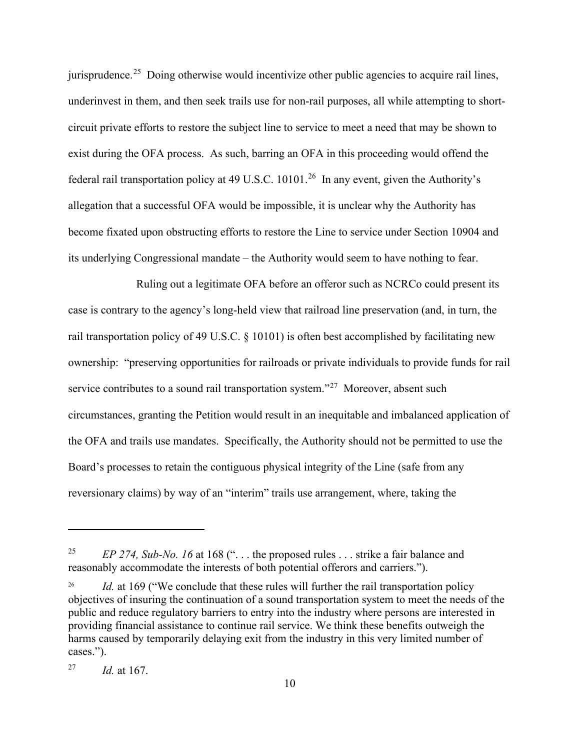jurisprudence.[25] Doing otherwise would incentivize other public agencies to acquire rail lines, underinvest in them, and then seek trails use for non-rail purposes, all while attempting to short-circuit private efforts to restore the subject line to service to meet a need that may be shown to exist during the OFA process. As such, barring an OFA in this proceeding would offend the federal rail transportation policy at 49 U.S.C. 10101.[26] In any event, given the Authority's allegation that a successful OFA would be impossible, it is unclear why the Authority has become fixated upon obstructing efforts to restore the Line to service under Section 10904 and its underlying Congressional mandate – the Authority would seem to have nothing to fear.

Ruling out a legitimate OFA before an offeror such as NCRCo could present its case is contrary to the agency's long-held view that railroad line preservation (and, in turn, the rail transportation policy of 49 U.S.C. § 10101) is often best accomplished by facilitating new ownership: "preserving opportunities for railroads or private individuals to provide funds for rail service contributes to a sound rail transportation system."[27] Moreover, absent such circumstances, granting the Petition would result in an inequitable and imbalanced application of the OFA and trails use mandates. Specifically, the Authority should not be permitted to use the Board's processes to retain the contiguous physical integrity of the Line (safe from any reversionary claims) by way of an "interim" trails use arrangement, where, taking the

---

[25] *EP 274, Sub-No. 16* at 168 (". . . the proposed rules . . . strike a fair balance and reasonably accommodate the interests of both potential offerors and carriers.").

[26] *Id.* at 169 ("We conclude that these rules will further the rail transportation policy objectives of insuring the continuation of a sound transportation system to meet the needs of the public and reduce regulatory barriers to entry into the industry where persons are interested in providing financial assistance to continue rail service. We think these benefits outweigh the harms caused by temporarily delaying exit from the industry in this very limited number of cases.").

[27] *Id.* at 167.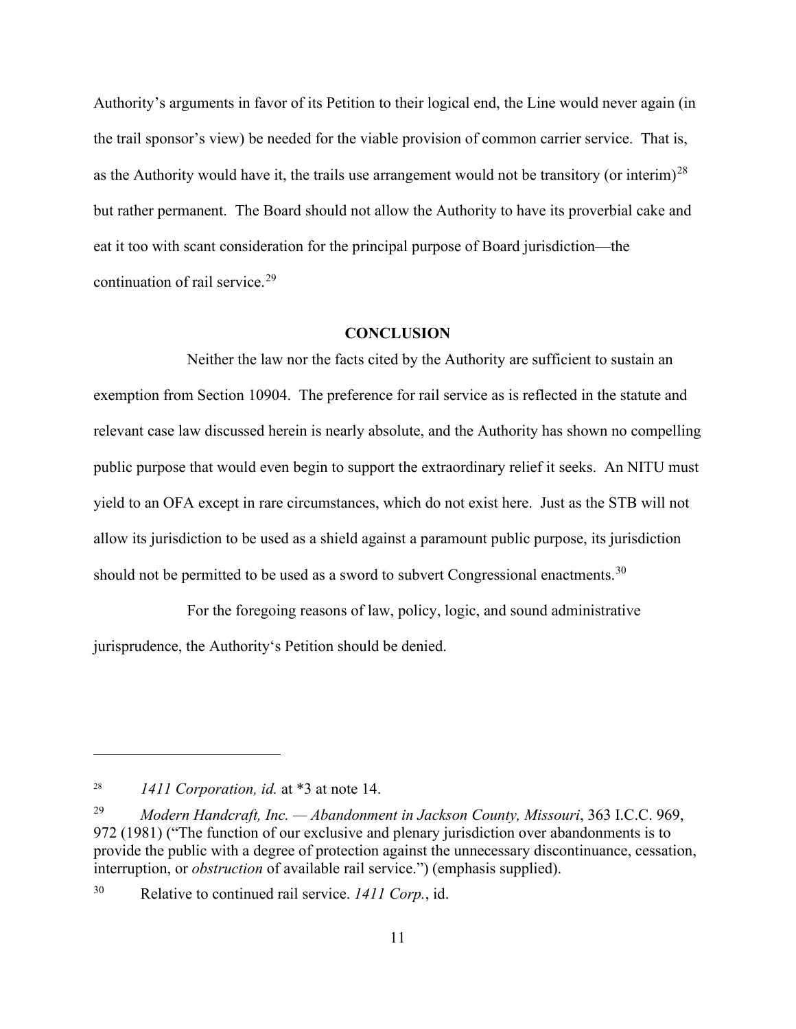Authority's arguments in favor of its Petition to their logical end, the Line would never again (in the trail sponsor's view) be needed for the viable provision of common carrier service. That is, as the Authority would have it, the trails use arrangement would not be transitory (or interim)[28] but rather permanent. The Board should not allow the Authority to have its proverbial cake and eat it too with scant consideration for the principal purpose of Board jurisdiction—the continuation of rail service.[29]

## CONCLUSION

Neither the law nor the facts cited by the Authority are sufficient to sustain an exemption from Section 10904. The preference for rail service as is reflected in the statute and relevant case law discussed herein is nearly absolute, and the Authority has shown no compelling public purpose that would even begin to support the extraordinary relief it seeks. An NITU must yield to an OFA except in rare circumstances, which do not exist here. Just as the STB will not allow its jurisdiction to be used as a shield against a paramount public purpose, its jurisdiction should not be permitted to be used as a sword to subvert Congressional enactments.[30]

For the foregoing reasons of law, policy, logic, and sound administrative jurisprudence, the Authority's Petition should be denied.

---

[28] *1411 Corporation, id.* at *3 at note 14.

[29] *Modern Handcraft, Inc. — Abandonment in Jackson County, Missouri*, 363 I.C.C. 969, 972 (1981) ("The function of our exclusive and plenary jurisdiction over abandonments is to provide the public with a degree of protection against the unnecessary discontinuance, cessation, interruption, or *obstruction* of available rail service.") (emphasis supplied).

[30] Relative to continued rail service. *1411 Corp.*, id.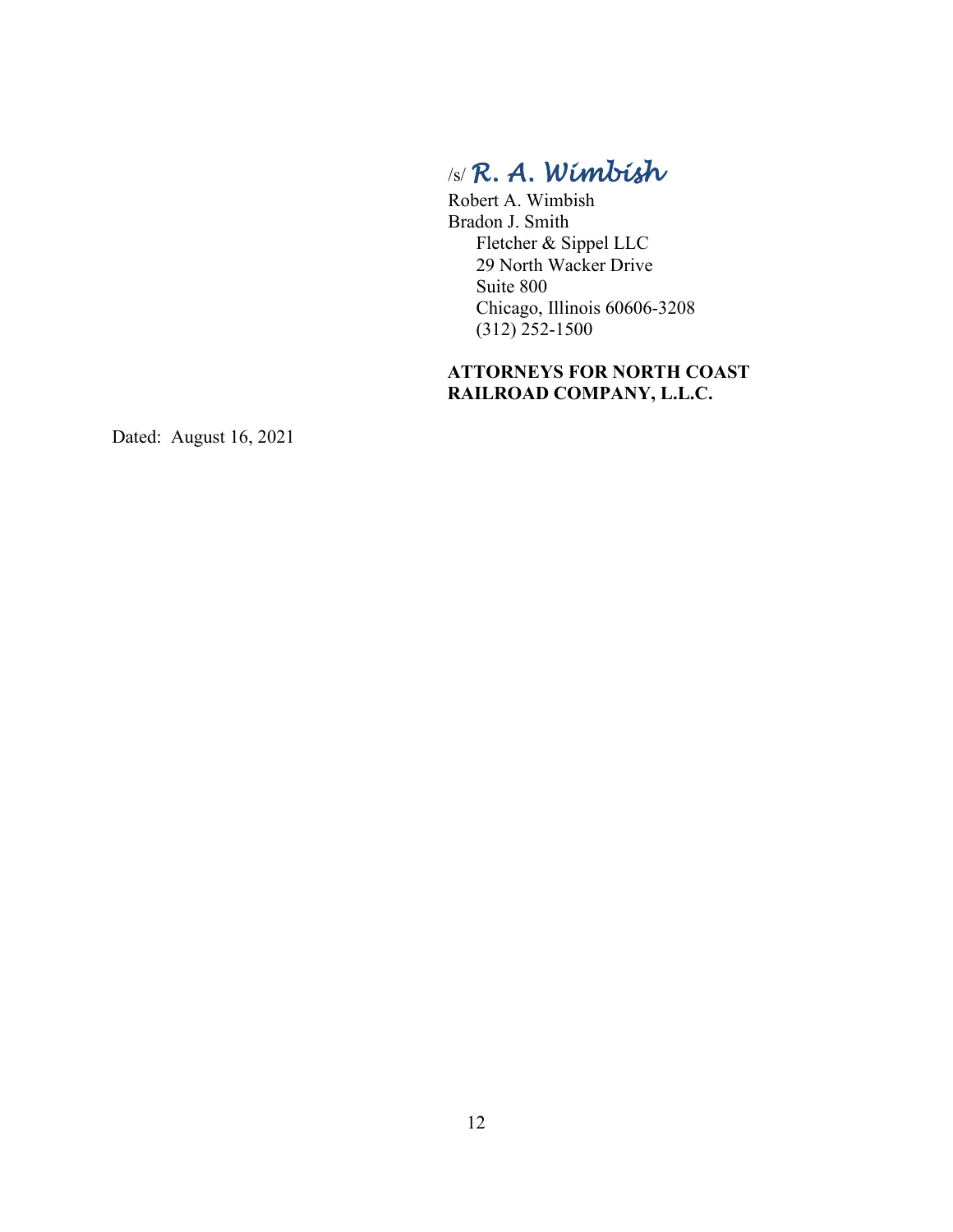/s/ *R. A. Wimbish*

Robert A. Wimbish
Bradon J. Smith
Fletcher & Sippel LLC
29 North Wacker Drive
Suite 800
Chicago, Illinois 60606-3208
(312) 252-1500

**ATTORNEYS FOR NORTH COAST RAILROAD COMPANY, L.L.C.**

Dated: August 16, 2021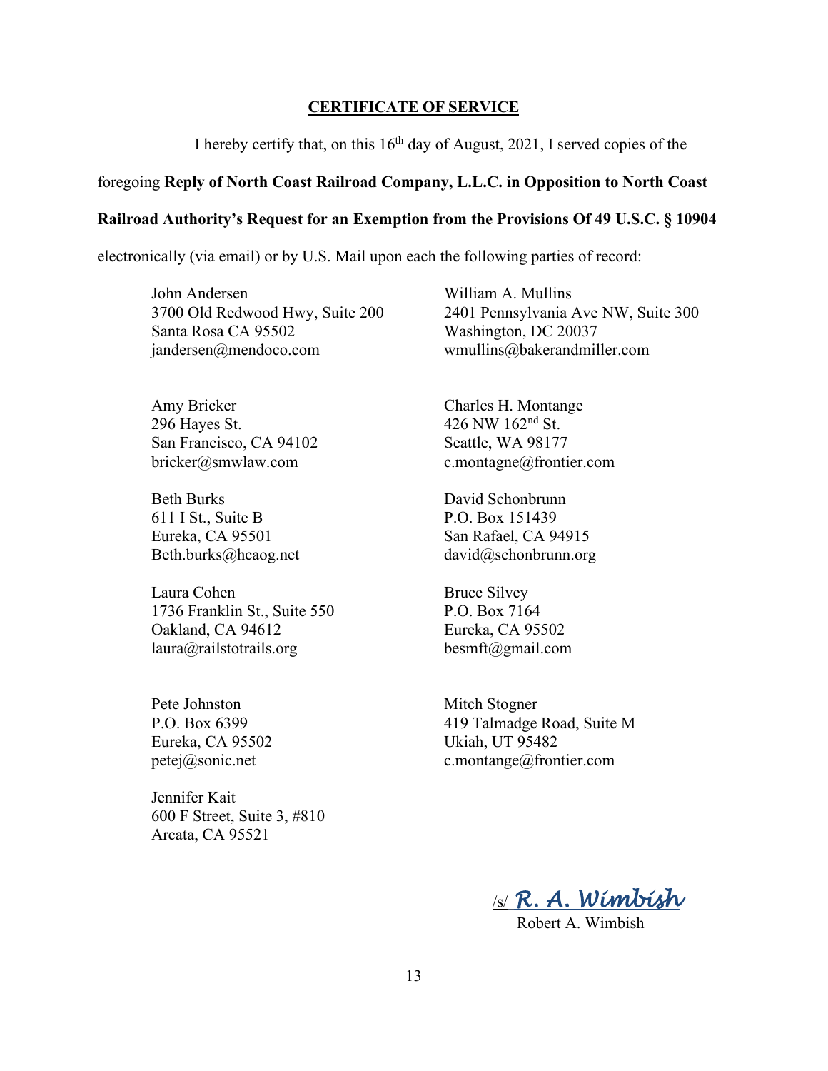## CERTIFICATE OF SERVICE

I hereby certify that, on this 16th day of August, 2021, I served copies of the foregoing **Reply of North Coast Railroad Company, L.L.C. in Opposition to North Coast Railroad Authority's Request for an Exemption from the Provisions Of 49 U.S.C. § 10904** electronically (via email) or by U.S. Mail upon each the following parties of record:

John Andersen
3700 Old Redwood Hwy, Suite 200
Santa Rosa CA 95502
jandersen@mendoco.com

Amy Bricker
296 Hayes St.
San Francisco, CA 94102
bricker@smwlaw.com

Beth Burks
611 I St., Suite B
Eureka, CA 95501
Beth.burks@hcaog.net

Laura Cohen
1736 Franklin St., Suite 550
Oakland, CA 94612
laura@railstotrails.org

Pete Johnston
P.O. Box 6399
Eureka, CA 95502
petej@sonic.net

Jennifer Kait
600 F Street, Suite 3, #810
Arcata, CA 95521

William A. Mullins
2401 Pennsylvania Ave NW, Suite 300
Washington, DC 20037
wmullins@bakerandmiller.com

Charles H. Montange
426 NW 162nd St.
Seattle, WA 98177
c.montagne@frontier.com

David Schonbrunn
P.O. Box 151439
San Rafael, CA 94915
david@schonbrunn.org

Bruce Silvey
P.O. Box 7164
Eureka, CA 95502
besmft@gmail.com

Mitch Stogner
419 Talmadge Road, Suite M
Ukiah, UT 95482
c.montange@frontier.com

/s/ *R. A. Wimbish*
Robert A. Wimbish